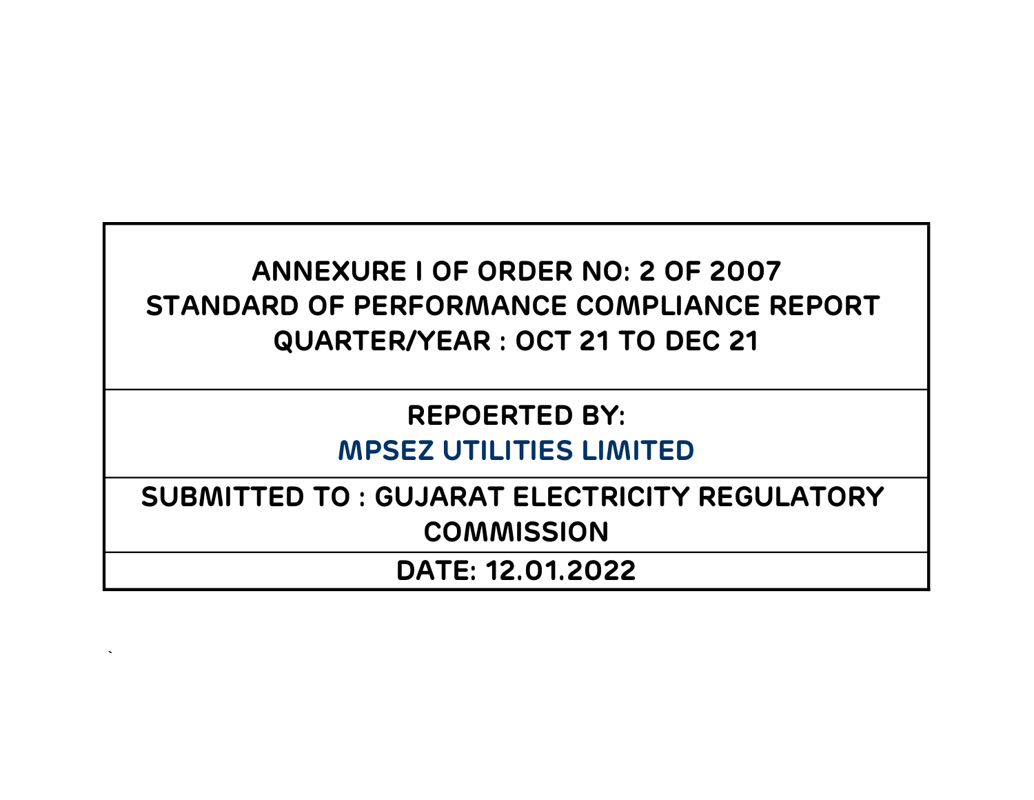# ANNEXURE I OF ORDER NO: 2 OF 2007
# STANDARD OF PERFORMANCE COMPLIANCE REPORT
# QUARTER/YEAR : OCT 21 TO DEC 21

**REPOERTED BY:**

**MPSEZ UTILITIES LIMITED**

**SUBMITTED TO : GUJARAT ELECTRICITY REGULATORY COMMISSION**

**DATE: 12.01.2022**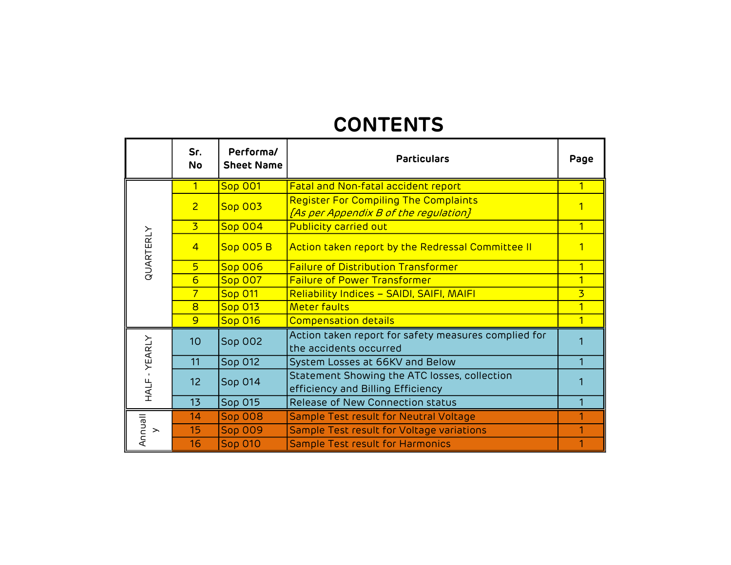# CONTENTS

| | Sr. No | Performa/ Sheet Name | Particulars | Page |
|---|---|---|---|---|
| QUARTERLY | 1 | Sop 001 | Fatal and Non-fatal accident report | 1 |
| | 2 | Sop 003 | Register For Compiling The Complaints *[As per Appendix B of the regulation]* | 1 |
| | 3 | Sop 004 | Publicity carried out | 1 |
| | 4 | Sop 005 B | Action taken report by the Redressal Committee II | 1 |
| | 5 | Sop 006 | Failure of Distribution Transformer | 1 |
| | 6 | Sop 007 | Failure of Power Transformer | 1 |
| | 7 | Sop 011 | Reliability Indices – SAIDI, SAIFI, MAIFI | 3 |
| | 8 | Sop 013 | Meter faults | 1 |
| | 9 | Sop 016 | Compensation details | 1 |
| HALF - YEARLY | 10 | Sop 002 | Action taken report for safety measures complied for the accidents occurred | 1 |
| | 11 | Sop 012 | System Losses at 66KV and Below | 1 |
| | 12 | Sop 014 | Statement Showing the ATC losses, collection efficiency and Billing Efficiency | 1 |
| | 13 | Sop 015 | Release of New Connection status | 1 |
| Annually | 14 | Sop 008 | Sample Test result for Neutral Voltage | 1 |
| | 15 | Sop 009 | Sample Test result for Voltage variations | 1 |
| | 16 | Sop 010 | Sample Test result for Harmonics | 1 |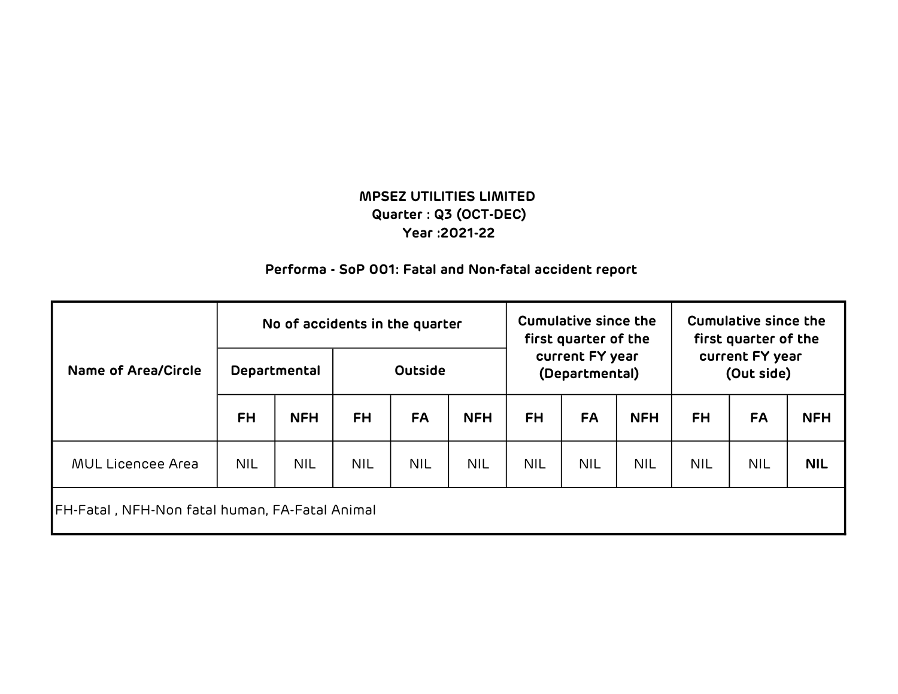**MPSEZ UTILITIES LIMITED**
**Quarter : Q3 (OCT-DEC)**
**Year :2021-22**

**Performa - SoP 001: Fatal and Non-fatal accident report**

| Name of Area/Circle | No of accidents in the quarter | | | | | Cumulative since the first quarter of the current FY year (Departmental) | | | Cumulative since the first quarter of the current FY year (Out side) | | |
|---|---|---|---|---|---|---|---|---|---|---|---|
| | Departmental | | Outside | | | | | | | | |
| | FH | NFH | FH | FA | NFH | FH | FA | NFH | FH | FA | NFH |
| MUL Licencee Area | NIL | NIL | NIL | NIL | NIL | NIL | NIL | NIL | NIL | NIL | **NIL** |

FH-Fatal , NFH-Non fatal human, FA-Fatal Animal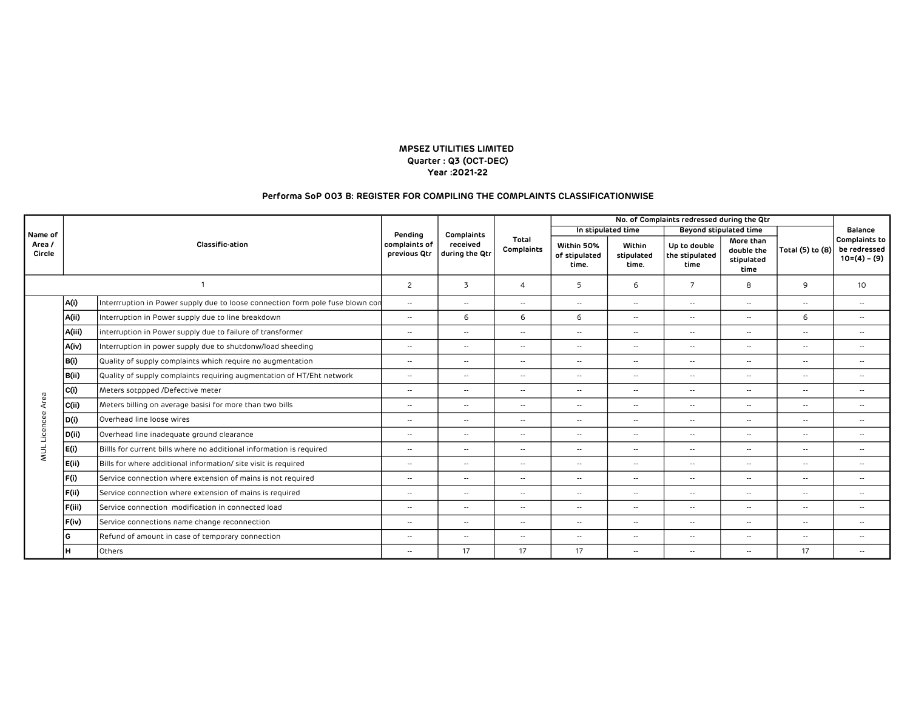**MPSEZ UTILITIES LIMITED**
**Quarter : Q3 (OCT-DEC)**
**Year :2021-22**

**Performa SoP 003 B: REGISTER FOR COMPILING THE COMPLAINTS CLASSIFICATIONWISE**

| Name of Area / Circle | Classific-ation | | Pending complaints of previous Qtr | Complaints received during the Qtr | Total Complaints | No. of Complaints redressed during the Qtr | | | | | Balance Complaints to be redressed 10=(4) - (9) |
|---|---|---|---|---|---|---|---|---|---|---|---|
| | | | | | | In stipulated time | | Beyond stipulated time | | Total (5) to (8) | |
| | | | | | | Within 50% of stipulated time. | Within stipulated time. | Up to double the stipulated time | More than double the stipulated time | | |
| 1 | | | 2 | 3 | 4 | 5 | 6 | 7 | 8 | 9 | 10 |
| MUL Licencee Area | A(i) | Interrruption in Power supply due to loose connection form pole fuse blown con | -- | -- | -- | -- | -- | -- | -- | -- | -- |
| | A(ii) | Interruption in Power supply due to line breakdown | -- | 6 | 6 | 6 | -- | -- | -- | 6 | -- |
| | A(iii) | interruption in Power supply due to failure of transformer | -- | -- | -- | -- | -- | -- | -- | -- | -- |
| | A(iv) | Interruption in power supply due to shutdonw/load sheeding | -- | -- | -- | -- | -- | -- | -- | -- | -- |
| | B(i) | Quality of supply complaints which require no augmentation | -- | -- | -- | -- | -- | -- | -- | -- | -- |
| | B(ii) | Quality of supply complaints requiring augmentation of HT/Eht network | -- | -- | -- | -- | -- | -- | -- | -- | -- |
| | C(i) | Meters sotppped /Defective meter | -- | -- | -- | -- | -- | -- | -- | -- | -- |
| | C(ii) | Meters billing on average basisi for more than two bills | -- | -- | -- | -- | -- | -- | -- | -- | -- |
| | D(i) | Overhead line loose wires | -- | -- | -- | -- | -- | -- | -- | -- | -- |
| | D(ii) | Overhead line inadequate ground clearance | -- | -- | -- | -- | -- | -- | -- | -- | -- |
| | E(i) | Billls for current bills where no additional information is required | -- | -- | -- | -- | -- | -- | -- | -- | -- |
| | E(ii) | Bills for where additional information/ site visit is required | -- | -- | -- | -- | -- | -- | -- | -- | -- |
| | F(i) | Service connection where extension of mains is not required | -- | -- | -- | -- | -- | -- | -- | -- | -- |
| | F(ii) | Service connection where extension of mains is required | -- | -- | -- | -- | -- | -- | -- | -- | -- |
| | F(iii) | Service connection modification in connected load | -- | -- | -- | -- | -- | -- | -- | -- | -- |
| | F(iv) | Service connections name change reconnection | -- | -- | -- | -- | -- | -- | -- | -- | -- |
| | G | Refund of amount in case of temporary connection | -- | -- | -- | -- | -- | -- | -- | -- | -- |
| | H | Others | -- | 17 | 17 | 17 | -- | -- | -- | 17 | -- |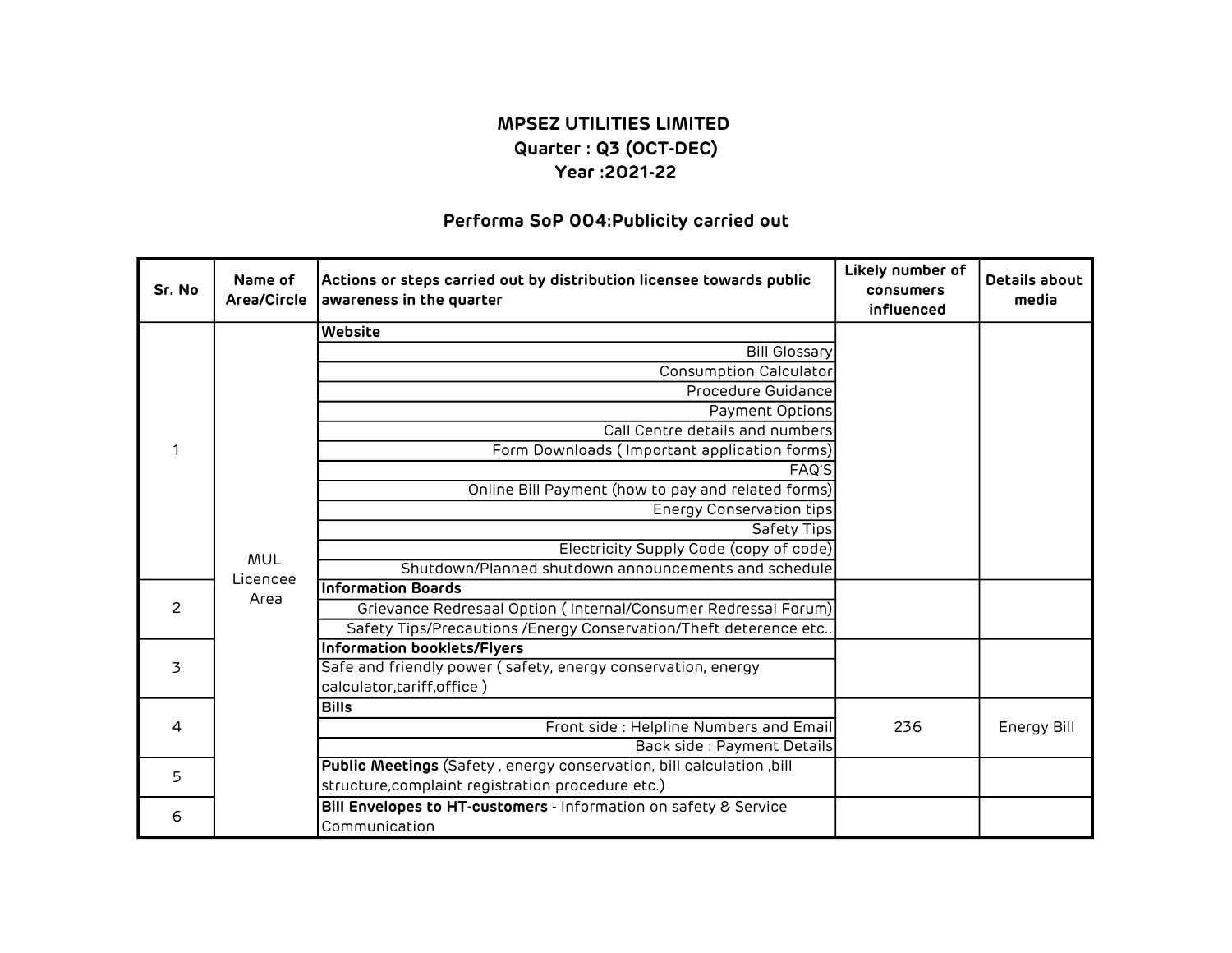**MPSEZ UTILITIES LIMITED**
**Quarter : Q3 (OCT-DEC)**
**Year :2021-22**

## Performa SoP 004:Publicity carried out

| Sr. No | Name of Area/Circle | Actions or steps carried out by distribution licensee towards public awareness in the quarter | Likely number of consumers influenced | Details about media |
|---|---|---|---|---|
| 1 | MUL Licencee Area | **Website** | | |
| | | Bill Glossary | | |
| | | Consumption Calculator | | |
| | | Procedure Guidance | | |
| | | Payment Options | | |
| | | Call Centre details and numbers | | |
| | | Form Downloads ( Important application forms) | | |
| | | FAQ'S | | |
| | | Online Bill Payment (how to pay and related forms) | | |
| | | Energy Conservation tips | | |
| | | Safety Tips | | |
| | | Electricity Supply Code (copy of code) | | |
| | | Shutdown/Planned shutdown announcements and schedule | | |
| 2 | | **Information Boards** | | |
| | | Grievance Redresaal Option ( Internal/Consumer Redressal Forum) | | |
| | | Safety Tips/Precautions /Energy Conservation/Theft deterence etc.. | | |
| 3 | | **Information booklets/Flyers** | | |
| | | Safe and friendly power ( safety, energy conservation, energy calculator,tariff,office ) | | |
| 4 | | **Bills** | 236 | Energy Bill |
| | | Front side : Helpline Numbers and Email | | |
| | | Back side : Payment Details | | |
| 5 | | **Public Meetings** (Safety , energy conservation, bill calculation ,bill structure,complaint registration procedure etc.) | | |
| 6 | | **Bill Envelopes to HT-customers** - Information on safety & Service Communication | | |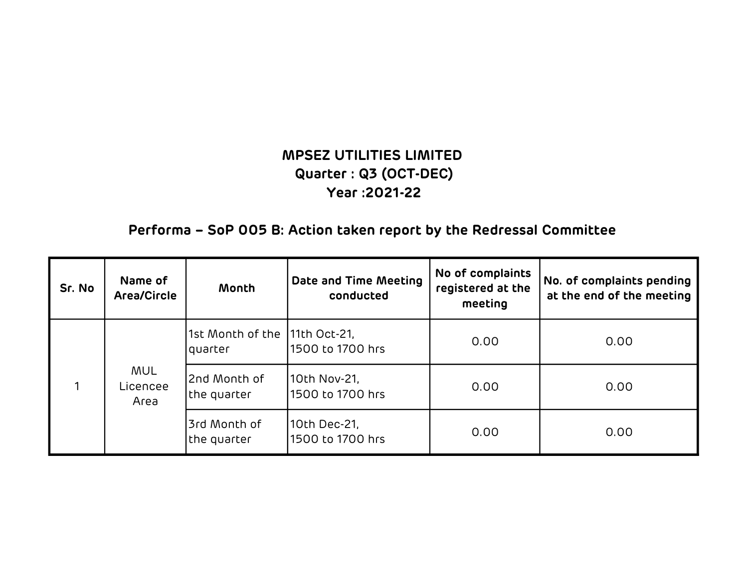**MPSEZ UTILITIES LIMITED**
**Quarter : Q3 (OCT-DEC)**
**Year :2021-22**

## Performa – SoP 005 B: Action taken report by the Redressal Committee

| Sr. No | Name of Area/Circle | Month | Date and Time Meeting conducted | No of complaints registered at the meeting | No. of complaints pending at the end of the meeting |
|---|---|---|---|---|---|
| 1 | MUL Licencee Area | 1st Month of the quarter | 11th Oct-21, 1500 to 1700 hrs | 0.00 | 0.00 |
| | | 2nd Month of the quarter | 10th Nov-21, 1500 to 1700 hrs | 0.00 | 0.00 |
| | | 3rd Month of the quarter | 10th Dec-21, 1500 to 1700 hrs | 0.00 | 0.00 |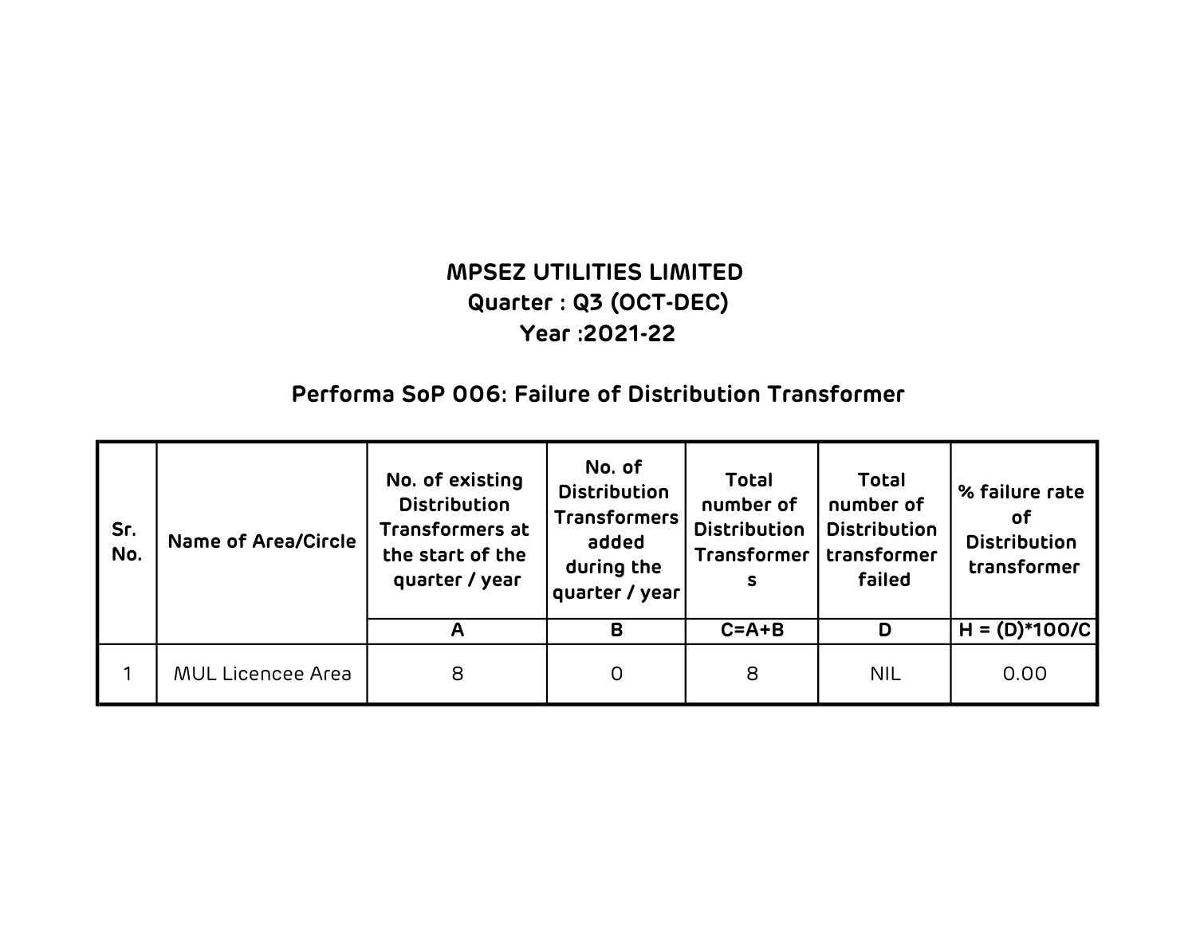**MPSEZ UTILITIES LIMITED**
**Quarter : Q3 (OCT-DEC)**
**Year :2021-22**

## Performa SoP 006: Failure of Distribution Transformer

| Sr. No. | Name of Area/Circle | No. of existing Distribution Transformers at the start of the quarter / year | No. of Distribution Transformers added during the quarter / year | Total number of Distribution Transformers | Total number of Distribution transformer failed | % failure rate of Distribution transformer |
|---|---|---|---|---|---|---|
| | | A | B | C=A+B | D | H = (D)*100/C |
| 1 | MUL Licencee Area | 8 | 0 | 8 | NIL | 0.00 |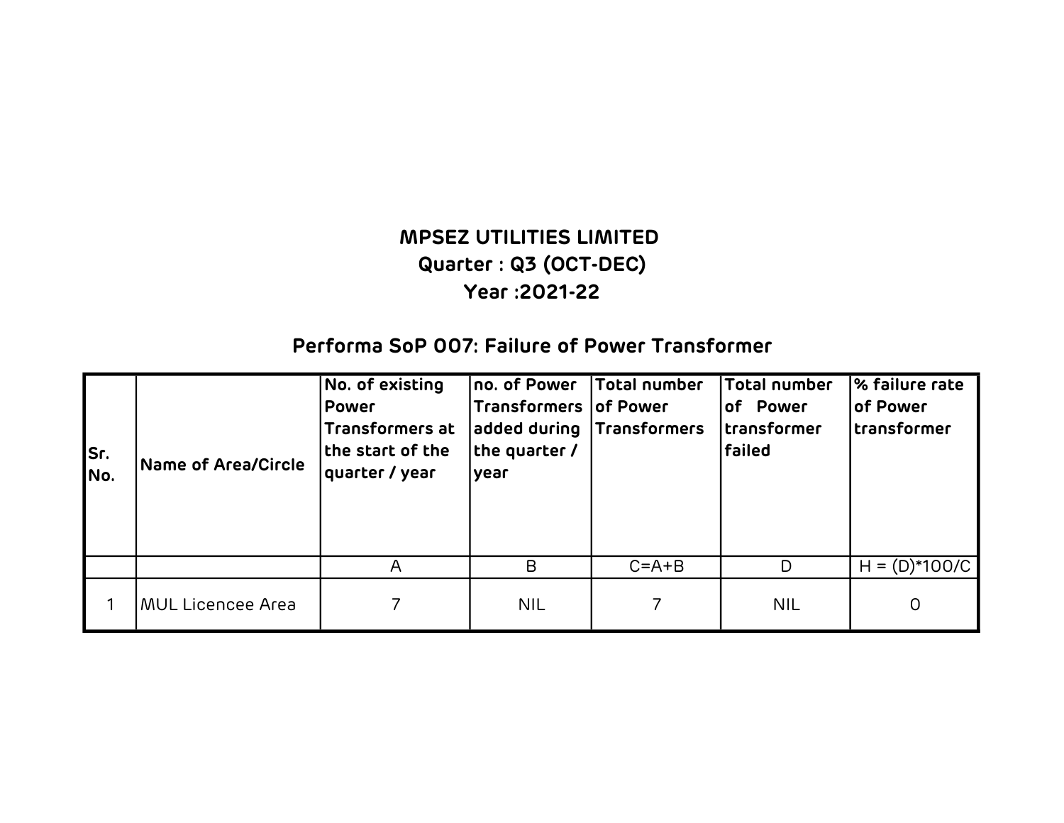# MPSEZ UTILITIES LIMITED

## Quarter : Q3 (OCT-DEC)

## Year :2021-22

### Performa SoP 007: Failure of Power Transformer

| Sr. No. | Name of Area/Circle | No. of existing Power Transformers at the start of the quarter / year | no. of Power Transformers added during the quarter / year | Total number of Power Transformers | Total number of Power transformer failed | % failure rate of Power transformer |
|---|---|---|---|---|---|---|
| | | A | B | C=A+B | D | H = (D)*100/C |
| 1 | MUL Licencee Area | 7 | NIL | 7 | NIL | 0 |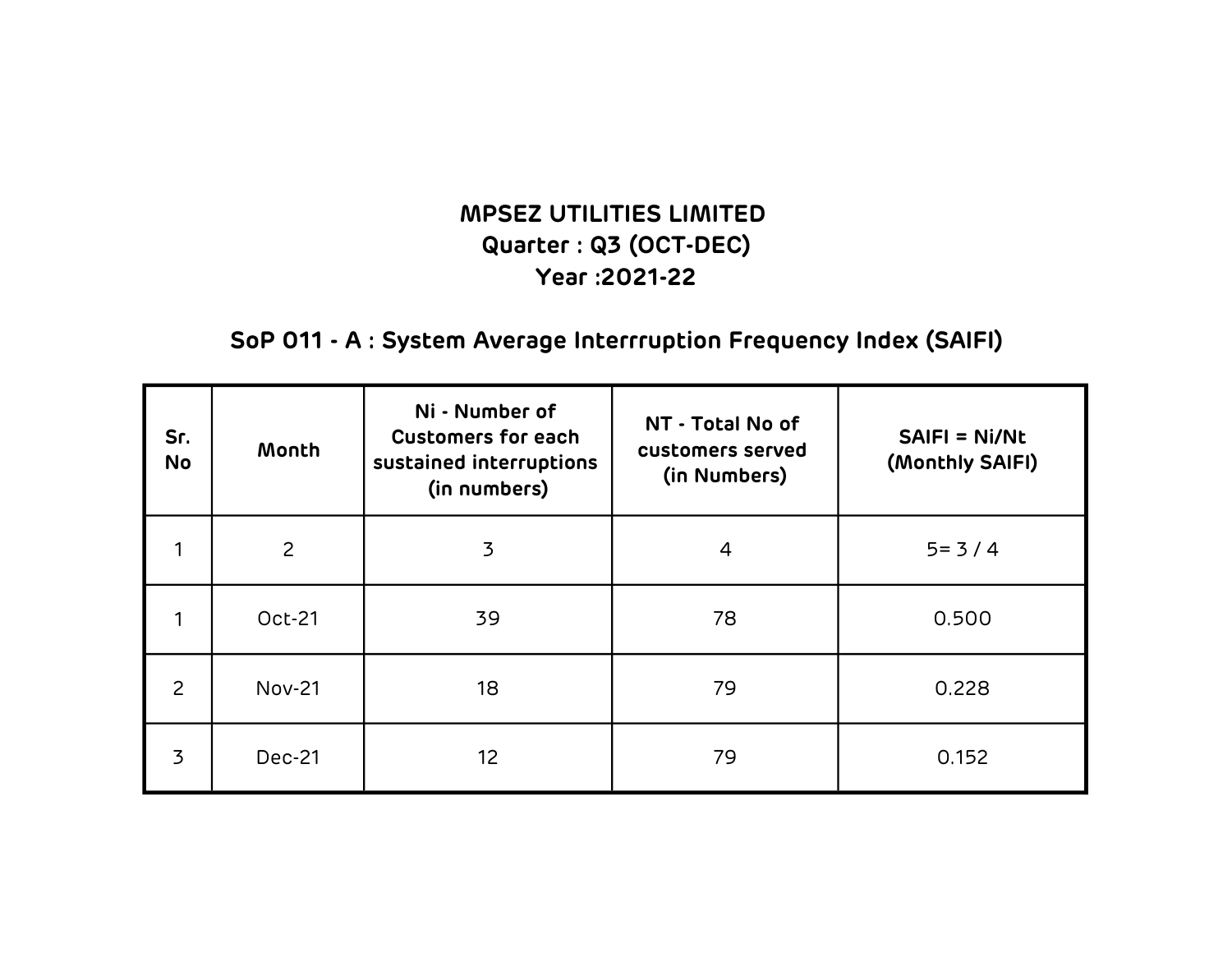# MPSEZ UTILITIES LIMITED

## Quarter : Q3 (OCT-DEC)

## Year :2021-22

### SoP 011 - A : System Average Interrruption Frequency Index (SAIFI)

| Sr. No | Month | Ni - Number of Customers for each sustained interruptions (in numbers) | NT - Total No of customers served (in Numbers) | SAIFI = Ni/Nt (Monthly SAIFI) |
|---|---|---|---|---|
| 1 | 2 | 3 | 4 | 5= 3 / 4 |
| 1 | Oct-21 | 39 | 78 | 0.500 |
| 2 | Nov-21 | 18 | 79 | 0.228 |
| 3 | Dec-21 | 12 | 79 | 0.152 |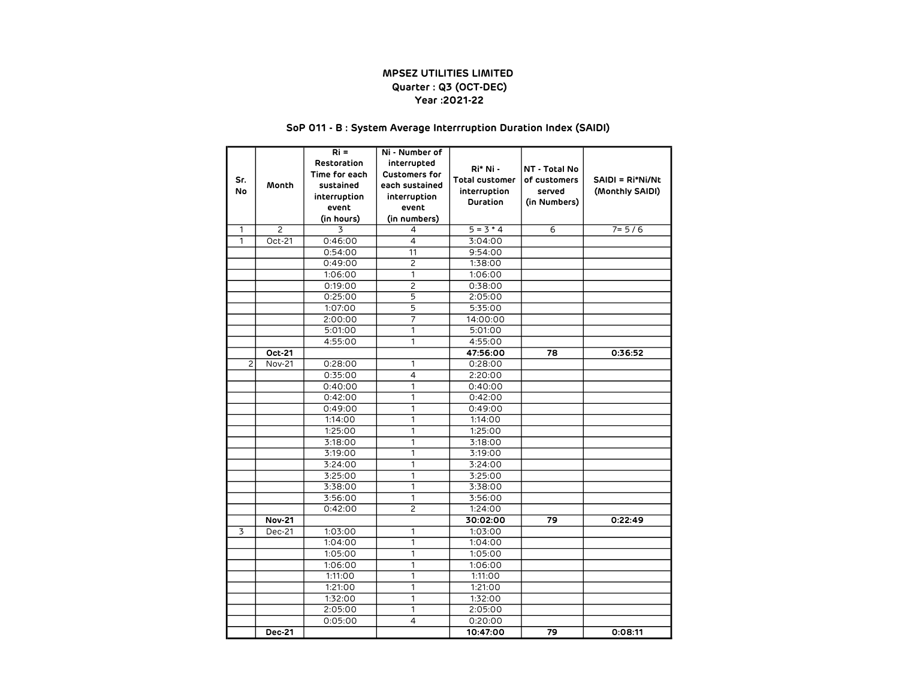**MPSEZ UTILITIES LIMITED**

**Quarter : Q3 (OCT-DEC)**

**Year :2021-22**

**SoP 011 - B : System Average Interrruption Duration Index (SAIDI)**

| Sr. No | Month | Ri = Restoration Time for each sustained interruption event (in hours) | Ni - Number of interrupted Customers for each sustained interruption event (in numbers) | Ri* Ni - Total customer interruption Duration | NT - Total No of customers served (in Numbers) | SAIDI = Ri*Ni/Nt (Monthly SAIDI) |
|---|---|---|---|---|---|---|
| 1 | 2 | 3 | 4 | 5 = 3 * 4 | 6 | 7= 5 / 6 |
| 1 | Oct-21 | 0:46:00 | 4 | 3:04:00 | | |
| | | 0:54:00 | 11 | 9:54:00 | | |
| | | 0:49:00 | 2 | 1:38:00 | | |
| | | 1:06:00 | 1 | 1:06:00 | | |
| | | 0:19:00 | 2 | 0:38:00 | | |
| | | 0:25:00 | 5 | 2:05:00 | | |
| | | 1:07:00 | 5 | 5:35:00 | | |
| | | 2:00:00 | 7 | 14:00:00 | | |
| | | 5:01:00 | 1 | 5:01:00 | | |
| | | 4:55:00 | 1 | 4:55:00 | | |
| | **Oct-21** | | | **47:56:00** | **78** | **0:36:52** |
| 2 | Nov-21 | 0:28:00 | 1 | 0:28:00 | | |
| | | 0:35:00 | 4 | 2:20:00 | | |
| | | 0:40:00 | 1 | 0:40:00 | | |
| | | 0:42:00 | 1 | 0:42:00 | | |
| | | 0:49:00 | 1 | 0:49:00 | | |
| | | 1:14:00 | 1 | 1:14:00 | | |
| | | 1:25:00 | 1 | 1:25:00 | | |
| | | 3:18:00 | 1 | 3:18:00 | | |
| | | 3:19:00 | 1 | 3:19:00 | | |
| | | 3:24:00 | 1 | 3:24:00 | | |
| | | 3:25:00 | 1 | 3:25:00 | | |
| | | 3:38:00 | 1 | 3:38:00 | | |
| | | 3:56:00 | 1 | 3:56:00 | | |
| | | 0:42:00 | 2 | 1:24:00 | | |
| | **Nov-21** | | | **30:02:00** | **79** | **0:22:49** |
| 3 | Dec-21 | 1:03:00 | 1 | 1:03:00 | | |
| | | 1:04:00 | 1 | 1:04:00 | | |
| | | 1:05:00 | 1 | 1:05:00 | | |
| | | 1:06:00 | 1 | 1:06:00 | | |
| | | 1:11:00 | 1 | 1:11:00 | | |
| | | 1:21:00 | 1 | 1:21:00 | | |
| | | 1:32:00 | 1 | 1:32:00 | | |
| | | 2:05:00 | 1 | 2:05:00 | | |
| | | 0:05:00 | 4 | 0:20:00 | | |
| | **Dec-21** | | | **10:47:00** | **79** | **0:08:11** |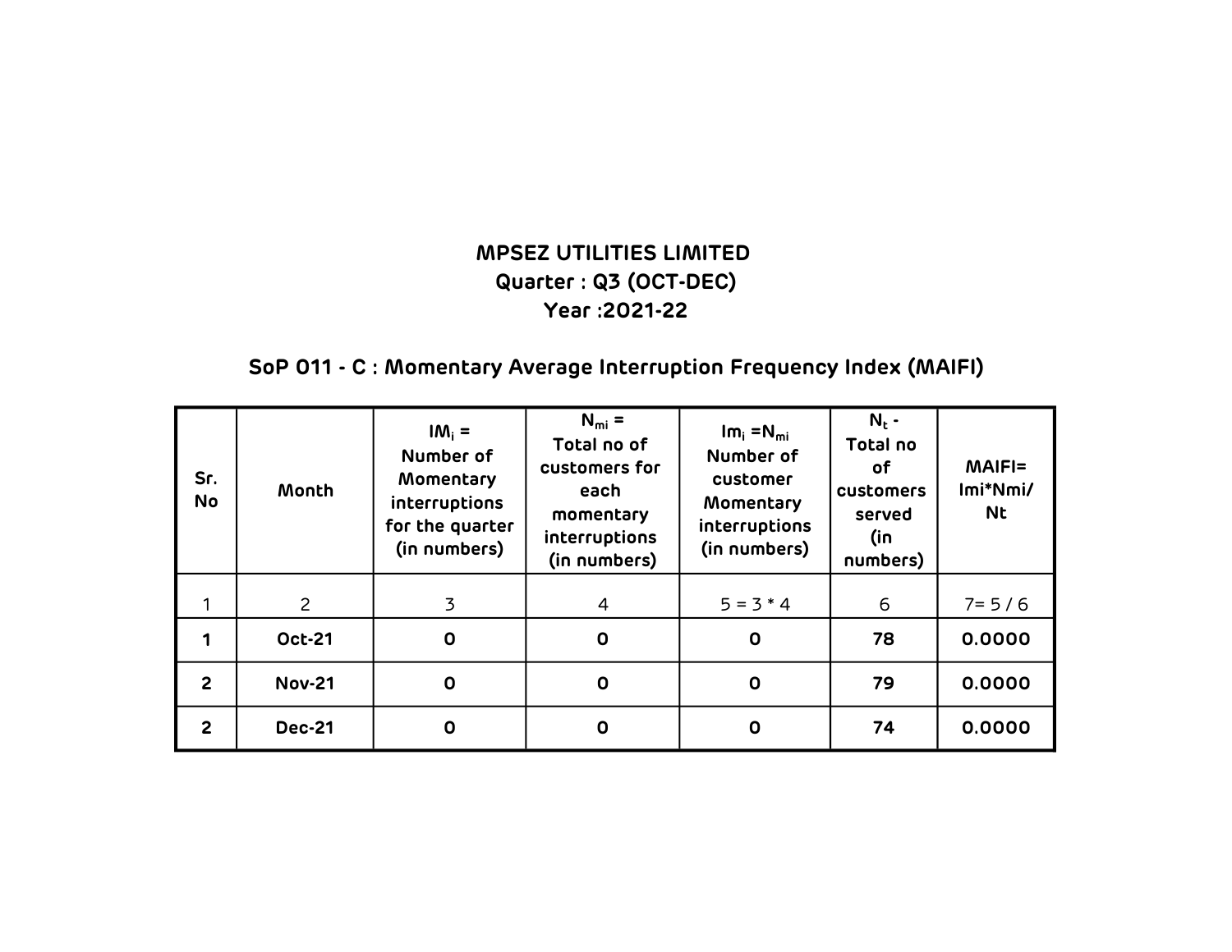# MPSEZ UTILITIES LIMITED

**Quarter : Q3 (OCT-DEC)**

**Year :2021-22**

## SoP 011 - C : Momentary Average Interruption Frequency Index (MAIFI)

| Sr. No | Month | $IM_i$ = Number of Momentary interruptions for the quarter (in numbers) | $N_{mi}$ = Total no of customers for each momentary interruptions (in numbers) | $Im_i = N_{mi}$ Number of customer Momentary interruptions (in numbers) | $N_t$ - Total no of customers served (in numbers) | MAIFI= Imi*Nmi/ Nt |
|---|---|---|---|---|---|---|
| 1 | 2 | 3 | 4 | 5 = 3 * 4 | 6 | 7= 5 / 6 |
| **1** | **Oct-21** | **0** | **0** | **0** | **78** | **0.0000** |
| **2** | **Nov-21** | **0** | **0** | **0** | **79** | **0.0000** |
| **2** | **Dec-21** | **0** | **0** | **0** | **74** | **0.0000** |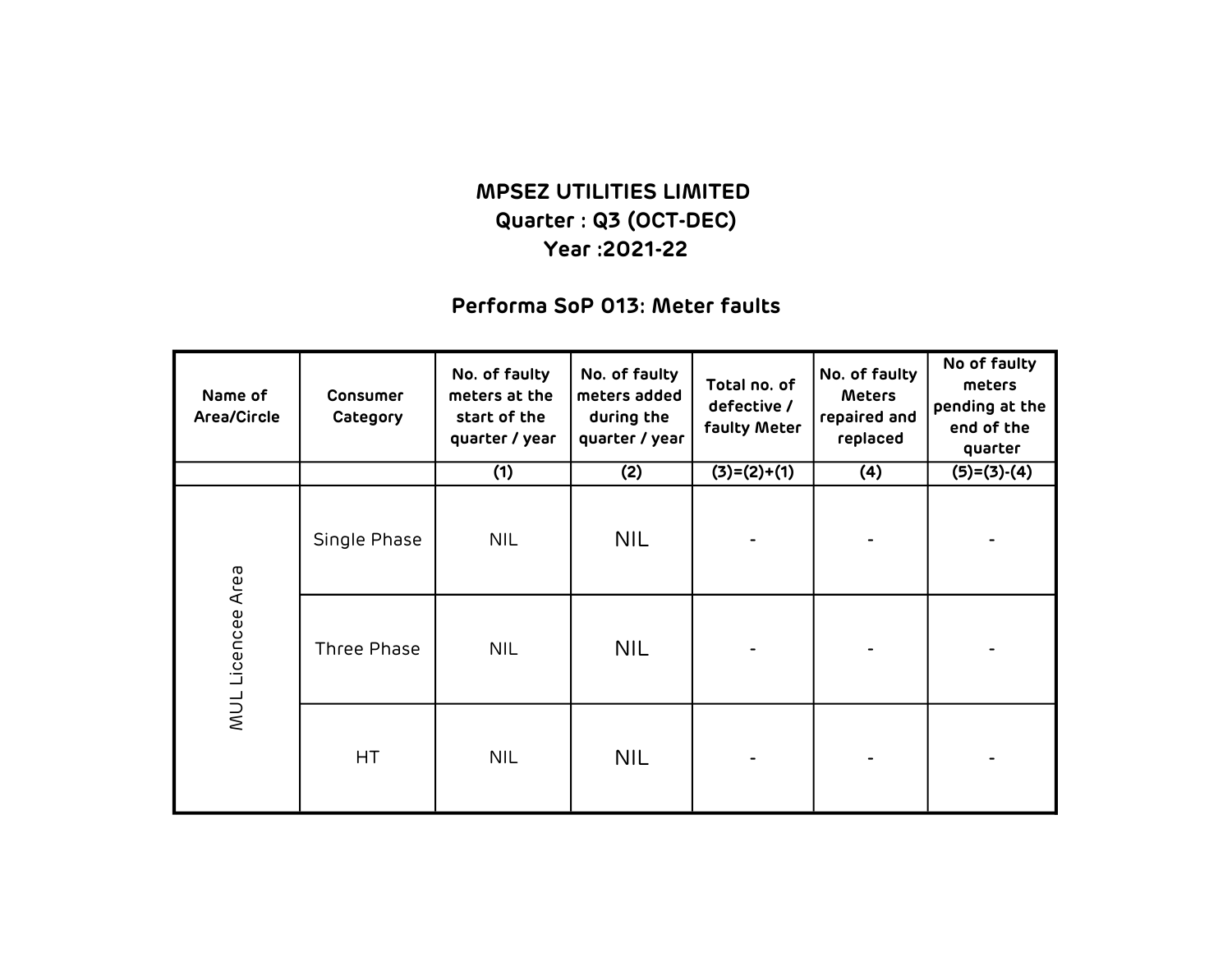# MPSEZ UTILITIES LIMITED

## Quarter : Q3 (OCT-DEC)

## Year :2021-22

## Performa SoP 013: Meter faults

| Name of Area/Circle | Consumer Category | No. of faulty meters at the start of the quarter / year | No. of faulty meters added during the quarter / year | Total no. of defective / faulty Meter | No. of faulty Meters repaired and replaced | No of faulty meters pending at the end of the quarter |
|---|---|---|---|---|---|---|
| | | (1) | (2) | (3)=(2)+(1) | (4) | (5)=(3)-(4) |
| MUL Licencee Area | Single Phase | NIL | NIL | - | - | - |
| | Three Phase | NIL | NIL | - | - | - |
| | HT | NIL | NIL | - | - | - |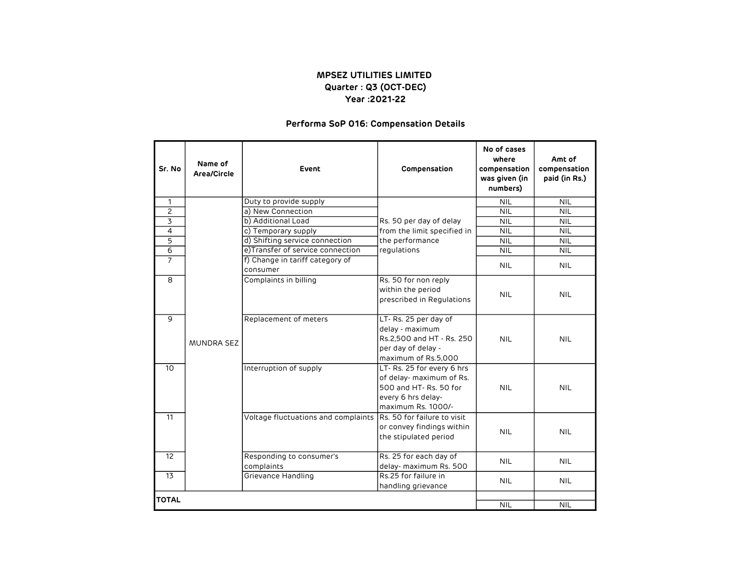**MPSEZ UTILITIES LIMITED**

**Quarter : Q3 (OCT-DEC)**

**Year :2021-22**

**Performa SoP 016: Compensation Details**

| Sr. No | Name of Area/Circle | Event | Compensation | No of cases where compensation was given (in numbers) | Amt of compensation paid (in Rs.) |
|---|---|---|---|---|---|
| 1 | MUNDRA SEZ | Duty to provide supply | Rs. 50 per day of delay from the limit specified in the performance regulations | NIL | NIL |
| 2 | | a) New Connection | | NIL | NIL |
| 3 | | b) Additional Load | | NIL | NIL |
| 4 | | c) Temporary supply | | NIL | NIL |
| 5 | | d) Shifting service connection | | NIL | NIL |
| 6 | | e)Transfer of service connection | | NIL | NIL |
| 7 | | f) Change in tariff category of consumer | | NIL | NIL |
| 8 | | Complaints in billing | Rs. 50 for non reply within the period prescribed in Regulations | NIL | NIL |
| 9 | | Replacement of meters | LT- Rs. 25 per day of delay - maximum Rs.2,500 and HT - Rs. 250 per day of delay - maximum of Rs.5,000 | NIL | NIL |
| 10 | | Interruption of supply | LT- Rs. 25 for every 6 hrs of delay- maximum of Rs. 500 and HT- Rs. 50 for every 6 hrs delay- maximum Rs. 1000/- | NIL | NIL |
| 11 | | Voltage fluctuations and complaints | Rs. 50 for failure to visit or convey findings within the stipulated period | NIL | NIL |
| 12 | | Responding to consumer's complaints | Rs. 25 for each day of delay- maximum Rs. 500 | NIL | NIL |
| 13 | | Grievance Handling | Rs.25 for failure in handling grievance | NIL | NIL |
| **TOTAL** | | | | NIL | NIL |